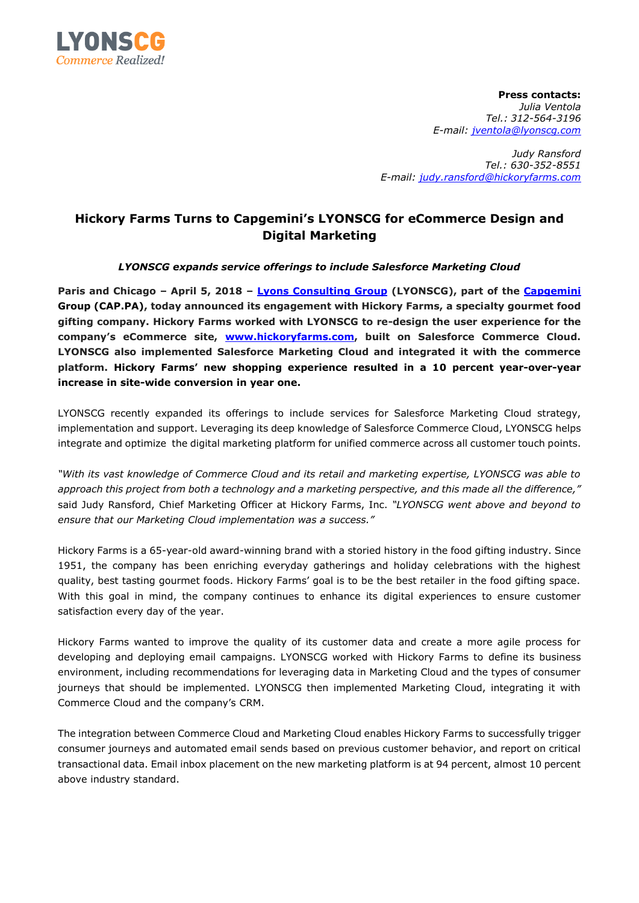LYONSCG
*Commerce Realized!*

**Press contacts:**
*Julia Ventola*
*Tel.: 312-564-3196*
*E-mail: jventola@lyonscg.com*

*Judy Ransford*
*Tel.: 630-352-8551*
*E-mail: judy.ransford@hickoryfarms.com*

# Hickory Farms Turns to Capgemini's LYONSCG for eCommerce Design and Digital Marketing

***LYONSCG expands service offerings to include Salesforce Marketing Cloud***

**Paris and Chicago – April 5, 2018 – Lyons Consulting Group (LYONSCG), part of the Capgemini Group (CAP.PA), today announced its engagement with Hickory Farms, a specialty gourmet food gifting company. Hickory Farms worked with LYONSCG to re-design the user experience for the company's eCommerce site, www.hickoryfarms.com, built on Salesforce Commerce Cloud. LYONSCG also implemented Salesforce Marketing Cloud and integrated it with the commerce platform. Hickory Farms' new shopping experience resulted in a 10 percent year-over-year increase in site-wide conversion in year one.**

LYONSCG recently expanded its offerings to include services for Salesforce Marketing Cloud strategy, implementation and support. Leveraging its deep knowledge of Salesforce Commerce Cloud, LYONSCG helps integrate and optimize the digital marketing platform for unified commerce across all customer touch points.

*"With its vast knowledge of Commerce Cloud and its retail and marketing expertise, LYONSCG was able to approach this project from both a technology and a marketing perspective, and this made all the difference,"* said Judy Ransford, Chief Marketing Officer at Hickory Farms, Inc. *"LYONSCG went above and beyond to ensure that our Marketing Cloud implementation was a success."*

Hickory Farms is a 65-year-old award-winning brand with a storied history in the food gifting industry. Since 1951, the company has been enriching everyday gatherings and holiday celebrations with the highest quality, best tasting gourmet foods. Hickory Farms' goal is to be the best retailer in the food gifting space. With this goal in mind, the company continues to enhance its digital experiences to ensure customer satisfaction every day of the year.

Hickory Farms wanted to improve the quality of its customer data and create a more agile process for developing and deploying email campaigns. LYONSCG worked with Hickory Farms to define its business environment, including recommendations for leveraging data in Marketing Cloud and the types of consumer journeys that should be implemented. LYONSCG then implemented Marketing Cloud, integrating it with Commerce Cloud and the company's CRM.

The integration between Commerce Cloud and Marketing Cloud enables Hickory Farms to successfully trigger consumer journeys and automated email sends based on previous customer behavior, and report on critical transactional data. Email inbox placement on the new marketing platform is at 94 percent, almost 10 percent above industry standard.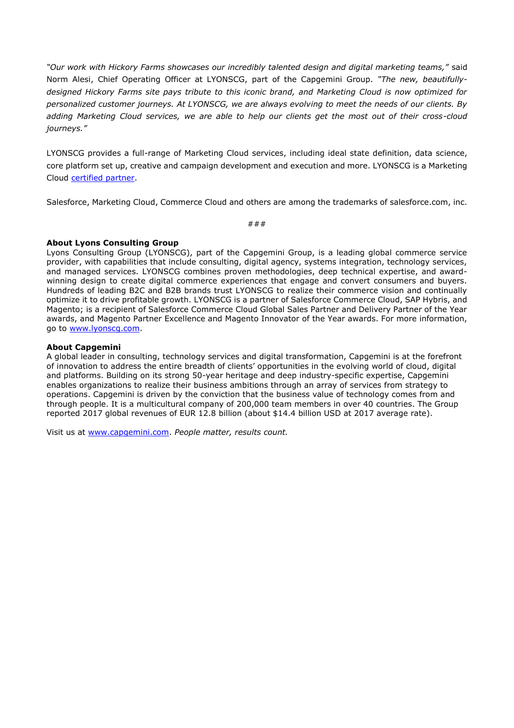*"Our work with Hickory Farms showcases our incredibly talented design and digital marketing teams,"* said Norm Alesi, Chief Operating Officer at LYONSCG, part of the Capgemini Group. *"The new, beautifully-designed Hickory Farms site pays tribute to this iconic brand, and Marketing Cloud is now optimized for personalized customer journeys. At LYONSCG, we are always evolving to meet the needs of our clients. By adding Marketing Cloud services, we are able to help our clients get the most out of their cross-cloud journeys."*

LYONSCG provides a full-range of Marketing Cloud services, including ideal state definition, data science, core platform set up, creative and campaign development and execution and more. LYONSCG is a Marketing Cloud [certified partner](certified partner).

Salesforce, Marketing Cloud, Commerce Cloud and others are among the trademarks of salesforce.com, inc.

###

**About Lyons Consulting Group**

Lyons Consulting Group (LYONSCG), part of the Capgemini Group, is a leading global commerce service provider, with capabilities that include consulting, digital agency, systems integration, technology services, and managed services. LYONSCG combines proven methodologies, deep technical expertise, and award-winning design to create digital commerce experiences that engage and convert consumers and buyers. Hundreds of leading B2C and B2B brands trust LYONSCG to realize their commerce vision and continually optimize it to drive profitable growth. LYONSCG is a partner of Salesforce Commerce Cloud, SAP Hybris, and Magento; is a recipient of Salesforce Commerce Cloud Global Sales Partner and Delivery Partner of the Year awards, and Magento Partner Excellence and Magento Innovator of the Year awards. For more information, go to www.lyonscg.com.

**About Capgemini**

A global leader in consulting, technology services and digital transformation, Capgemini is at the forefront of innovation to address the entire breadth of clients' opportunities in the evolving world of cloud, digital and platforms. Building on its strong 50-year heritage and deep industry-specific expertise, Capgemini enables organizations to realize their business ambitions through an array of services from strategy to operations. Capgemini is driven by the conviction that the business value of technology comes from and through people. It is a multicultural company of 200,000 team members in over 40 countries. The Group reported 2017 global revenues of EUR 12.8 billion (about $14.4 billion USD at 2017 average rate).

Visit us at www.capgemini.com. *People matter, results count.*